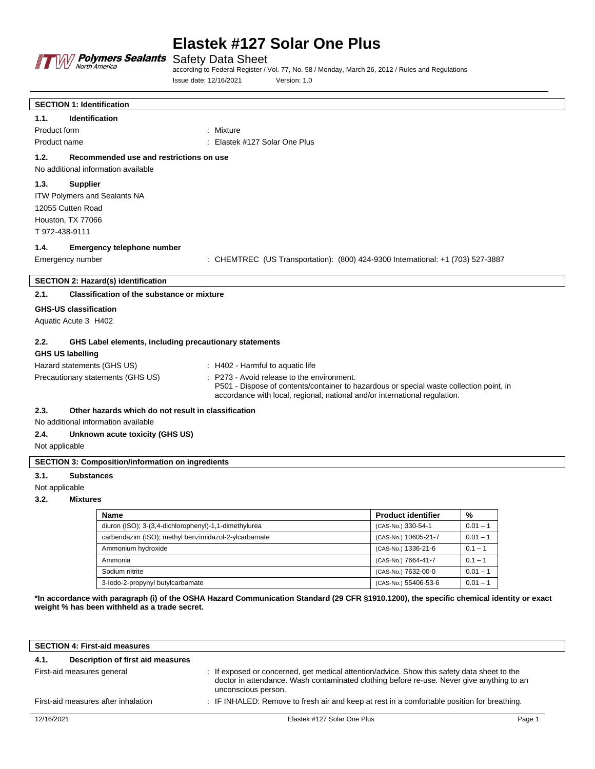# Elastek #127 Solar One Plus

Safety Data Sheet

according to Federal Register / Vol. 77, No. 58 / Monday, March 26, 2012 / Rules and Regulations

Issue date: 12/16/2021 Version: 1.0

## SECTION 1: Identification

### 1.1. Identification

Product form : Mixture

Product name : Elastek #127 Solar One Plus

### 1.2. Recommended use and restrictions on use

No additional information available

### 1.3. Supplier

ITW Polymers and Sealants NA
12055 Cutten Road
Houston, TX 77066
T 972-438-9111

### 1.4. Emergency telephone number

Emergency number : CHEMTREC (US Transportation): (800) 424-9300 International: +1 (703) 527-3887

## SECTION 2: Hazard(s) identification

### 2.1. Classification of the substance or mixture

**GHS-US classification**

Aquatic Acute 3 H402

### 2.2. GHS Label elements, including precautionary statements

**GHS US labelling**

Hazard statements (GHS US) : H402 - Harmful to aquatic life

Precautionary statements (GHS US) : P273 - Avoid release to the environment.
P501 - Dispose of contents/container to hazardous or special waste collection point, in accordance with local, regional, national and/or international regulation.

### 2.3. Other hazards which do not result in classification

No additional information available

### 2.4. Unknown acute toxicity (GHS US)

Not applicable

## SECTION 3: Composition/information on ingredients

### 3.1. Substances

Not applicable

### 3.2. Mixtures

| Name | Product identifier | % |
|---|---|---|
| diuron (ISO); 3-(3,4-dichlorophenyl)-1,1-dimethylurea | (CAS-No.) 330-54-1 | 0.01 – 1 |
| carbendazim (ISO); methyl benzimidazol-2-ylcarbamate | (CAS-No.) 10605-21-7 | 0.01 – 1 |
| Ammonium hydroxide | (CAS-No.) 1336-21-6 | 0.1 – 1 |
| Ammonia | (CAS-No.) 7664-41-7 | 0.1 – 1 |
| Sodium nitrite | (CAS-No.) 7632-00-0 | 0.01 – 1 |
| 3-Iodo-2-propynyl butylcarbamate | (CAS-No.) 55406-53-6 | 0.01 – 1 |

**\*In accordance with paragraph (i) of the OSHA Hazard Communication Standard (29 CFR §1910.1200), the specific chemical identity or exact weight % has been withheld as a trade secret.**

## SECTION 4: First-aid measures

### 4.1. Description of first aid measures

First-aid measures general : If exposed or concerned, get medical attention/advice. Show this safety data sheet to the doctor in attendance. Wash contaminated clothing before re-use. Never give anything to an unconscious person.

First-aid measures after inhalation : IF INHALED: Remove to fresh air and keep at rest in a comfortable position for breathing.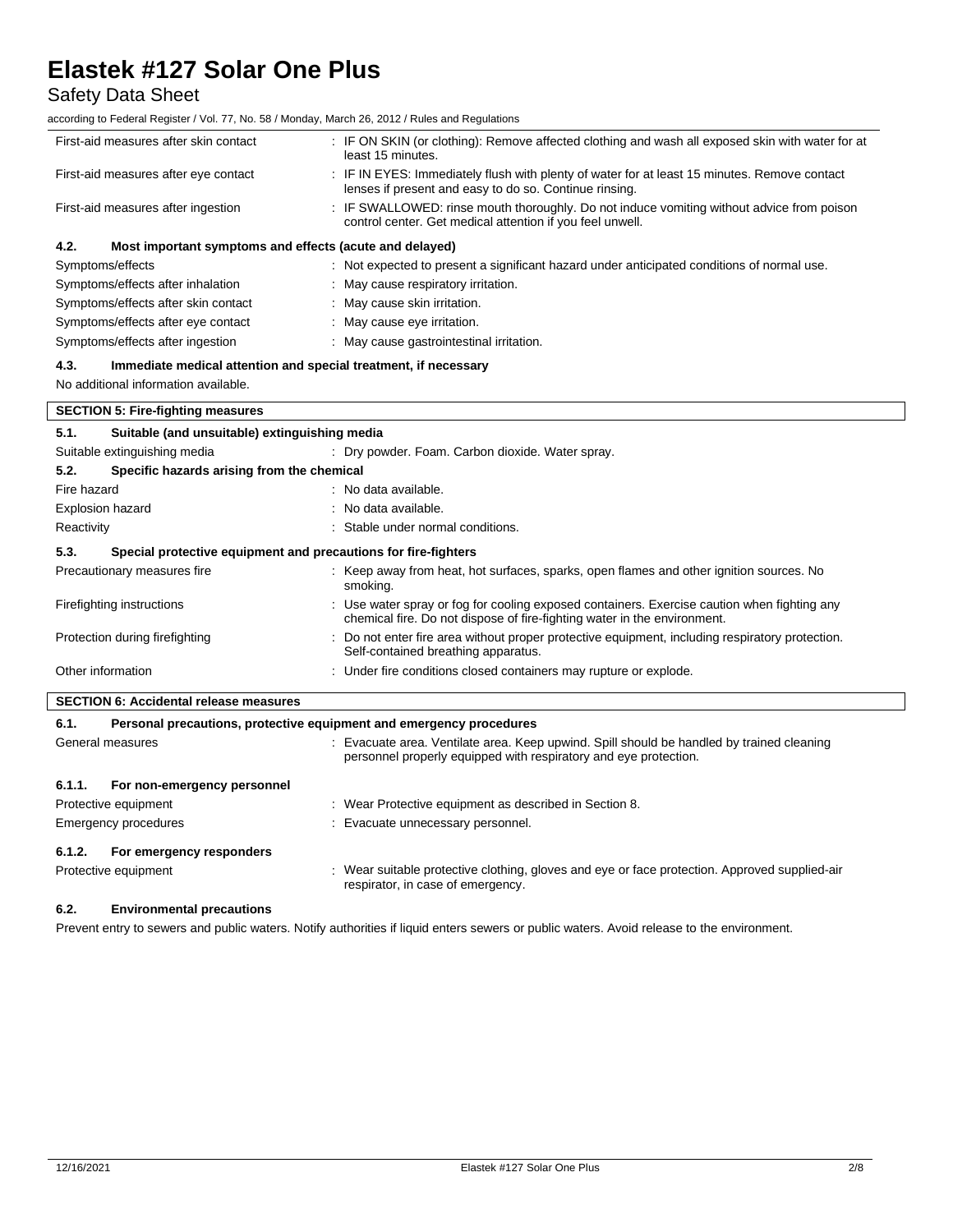| | |
|---|---|
| First-aid measures after skin contact | : IF ON SKIN (or clothing): Remove affected clothing and wash all exposed skin with water for at least 15 minutes. |
| First-aid measures after eye contact | : IF IN EYES: Immediately flush with plenty of water for at least 15 minutes. Remove contact lenses if present and easy to do so. Continue rinsing. |
| First-aid measures after ingestion | : IF SWALLOWED: rinse mouth thoroughly. Do not induce vomiting without advice from poison control center. Get medical attention if you feel unwell. |

### 4.2. Most important symptoms and effects (acute and delayed)

| | |
|---|---|
| Symptoms/effects | : Not expected to present a significant hazard under anticipated conditions of normal use. |
| Symptoms/effects after inhalation | : May cause respiratory irritation. |
| Symptoms/effects after skin contact | : May cause skin irritation. |
| Symptoms/effects after eye contact | : May cause eye irritation. |
| Symptoms/effects after ingestion | : May cause gastrointestinal irritation. |

### 4.3. Immediate medical attention and special treatment, if necessary

No additional information available.

## SECTION 5: Fire-fighting measures

### 5.1. Suitable (and unsuitable) extinguishing media

| | |
|---|---|
| Suitable extinguishing media | : Dry powder. Foam. Carbon dioxide. Water spray. |

### 5.2. Specific hazards arising from the chemical

| | |
|---|---|
| Fire hazard | : No data available. |
| Explosion hazard | : No data available. |
| Reactivity | : Stable under normal conditions. |

### 5.3. Special protective equipment and precautions for fire-fighters

| | |
|---|---|
| Precautionary measures fire | : Keep away from heat, hot surfaces, sparks, open flames and other ignition sources. No smoking. |
| Firefighting instructions | : Use water spray or fog for cooling exposed containers. Exercise caution when fighting any chemical fire. Do not dispose of fire-fighting water in the environment. |
| Protection during firefighting | : Do not enter fire area without proper protective equipment, including respiratory protection. Self-contained breathing apparatus. |
| Other information | : Under fire conditions closed containers may rupture or explode. |

## SECTION 6: Accidental release measures

### 6.1. Personal precautions, protective equipment and emergency procedures

| | |
|---|---|
| General measures | : Evacuate area. Ventilate area. Keep upwind. Spill should be handled by trained cleaning personnel properly equipped with respiratory and eye protection. |

#### 6.1.1. For non-emergency personnel

| | |
|---|---|
| Protective equipment | : Wear Protective equipment as described in Section 8. |
| Emergency procedures | : Evacuate unnecessary personnel. |

#### 6.1.2. For emergency responders

| | |
|---|---|
| Protective equipment | : Wear suitable protective clothing, gloves and eye or face protection. Approved supplied-air respirator, in case of emergency. |

### 6.2. Environmental precautions

Prevent entry to sewers and public waters. Notify authorities if liquid enters sewers or public waters. Avoid release to the environment.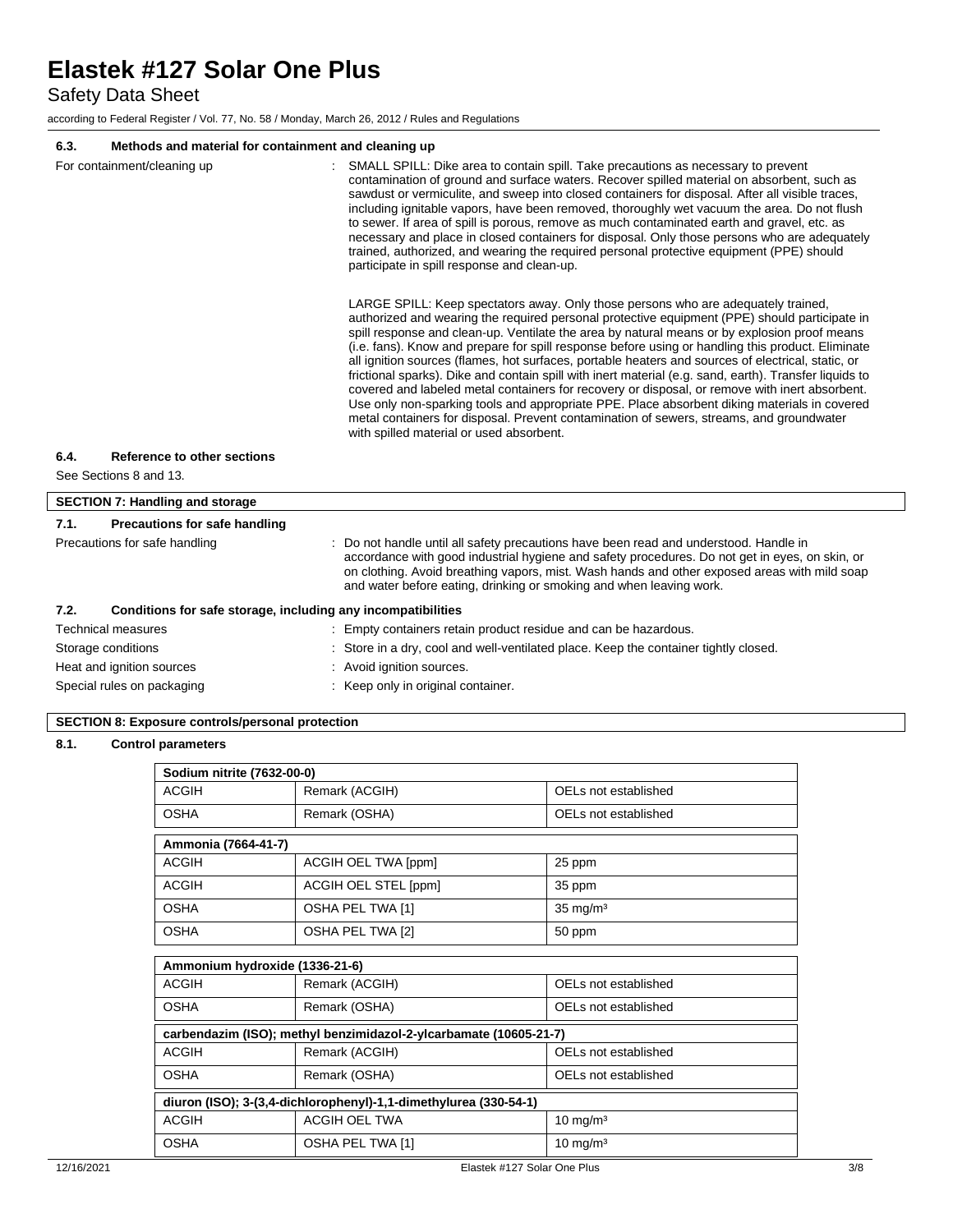### 6.3. Methods and material for containment and cleaning up

For containment/cleaning up : SMALL SPILL: Dike area to contain spill. Take precautions as necessary to prevent contamination of ground and surface waters. Recover spilled material on absorbent, such as sawdust or vermiculite, and sweep into closed containers for disposal. After all visible traces, including ignitable vapors, have been removed, thoroughly wet vacuum the area. Do not flush to sewer. If area of spill is porous, remove as much contaminated earth and gravel, etc. as necessary and place in closed containers for disposal. Only those persons who are adequately trained, authorized, and wearing the required personal protective equipment (PPE) should participate in spill response and clean-up.

LARGE SPILL: Keep spectators away. Only those persons who are adequately trained, authorized and wearing the required personal protective equipment (PPE) should participate in spill response and clean-up. Ventilate the area by natural means or by explosion proof means (i.e. fans). Know and prepare for spill response before using or handling this product. Eliminate all ignition sources (flames, hot surfaces, portable heaters and sources of electrical, static, or frictional sparks). Dike and contain spill with inert material (e.g. sand, earth). Transfer liquids to covered and labeled metal containers for recovery or disposal, or remove with inert absorbent. Use only non-sparking tools and appropriate PPE. Place absorbent diking materials in covered metal containers for disposal. Prevent contamination of sewers, streams, and groundwater with spilled material or used absorbent.

### 6.4. Reference to other sections

See Sections 8 and 13.

## SECTION 7: Handling and storage

### 7.1. Precautions for safe handling

Precautions for safe handling : Do not handle until all safety precautions have been read and understood. Handle in accordance with good industrial hygiene and safety procedures. Do not get in eyes, on skin, or on clothing. Avoid breathing vapors, mist. Wash hands and other exposed areas with mild soap and water before eating, drinking or smoking and when leaving work.

### 7.2. Conditions for safe storage, including any incompatibilities

Technical measures : Empty containers retain product residue and can be hazardous.

Storage conditions : Store in a dry, cool and well-ventilated place. Keep the container tightly closed.

Heat and ignition sources : Avoid ignition sources.

Special rules on packaging : Keep only in original container.

## SECTION 8: Exposure controls/personal protection

### 8.1. Control parameters

| Sodium nitrite (7632-00-0) | | |
|---|---|---|
| ACGIH | Remark (ACGIH) | OELs not established |
| OSHA | Remark (OSHA) | OELs not established |

| Ammonia (7664-41-7) | | |
|---|---|---|
| ACGIH | ACGIH OEL TWA [ppm] | 25 ppm |
| ACGIH | ACGIH OEL STEL [ppm] | 35 ppm |
| OSHA | OSHA PEL TWA [1] | 35 mg/m³ |
| OSHA | OSHA PEL TWA [2] | 50 ppm |

| Ammonium hydroxide (1336-21-6) | | |
|---|---|---|
| ACGIH | Remark (ACGIH) | OELs not established |
| OSHA | Remark (OSHA) | OELs not established |

| carbendazim (ISO); methyl benzimidazol-2-ylcarbamate (10605-21-7) | | |
|---|---|---|
| ACGIH | Remark (ACGIH) | OELs not established |
| OSHA | Remark (OSHA) | OELs not established |

| diuron (ISO); 3-(3,4-dichlorophenyl)-1,1-dimethylurea (330-54-1) | | |
|---|---|---|
| ACGIH | ACGIH OEL TWA | 10 mg/m³ |
| OSHA | OSHA PEL TWA [1] | 10 mg/m³ |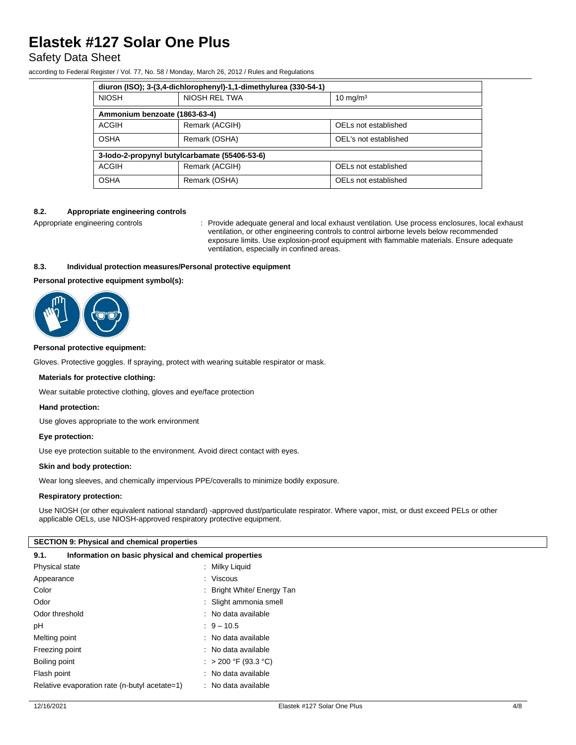| diuron (ISO); 3-(3,4-dichlorophenyl)-1,1-dimethylurea (330-54-1) | | |
|---|---|---|
| NIOSH | NIOSH REL TWA | 10 mg/m³ |
| **Ammonium benzoate (1863-63-4)** | | |
| ACGIH | Remark (ACGIH) | OELs not established |
| OSHA | Remark (OSHA) | OEL's not established |
| **3-Iodo-2-propynyl butylcarbamate (55406-53-6)** | | |
| ACGIH | Remark (ACGIH) | OELs not established |
| OSHA | Remark (OSHA) | OELs not established |

### 8.2. Appropriate engineering controls

Appropriate engineering controls : Provide adequate general and local exhaust ventilation. Use process enclosures, local exhaust ventilation, or other engineering controls to control airborne levels below recommended exposure limits. Use explosion-proof equipment with flammable materials. Ensure adequate ventilation, especially in confined areas.

### 8.3. Individual protection measures/Personal protective equipment

**Personal protective equipment symbol(s):**

**Personal protective equipment:**

Gloves. Protective goggles. If spraying, protect with wearing suitable respirator or mask.

**Materials for protective clothing:**

Wear suitable protective clothing, gloves and eye/face protection

**Hand protection:**

Use gloves appropriate to the work environment

**Eye protection:**

Use eye protection suitable to the environment. Avoid direct contact with eyes.

**Skin and body protection:**

Wear long sleeves, and chemically impervious PPE/coveralls to minimize bodily exposure.

**Respiratory protection:**

Use NIOSH (or other equivalent national standard) -approved dust/particulate respirator. Where vapor, mist, or dust exceed PELs or other applicable OELs, use NIOSH-approved respiratory protective equipment.

## SECTION 9: Physical and chemical properties

### 9.1. Information on basic physical and chemical properties

| | |
|---|---|
| Physical state | : Milky Liquid |
| Appearance | : Viscous |
| Color | : Bright White/ Energy Tan |
| Odor | : Slight ammonia smell |
| Odor threshold | : No data available |
| pH | : 9 – 10.5 |
| Melting point | : No data available |
| Freezing point | : No data available |
| Boiling point | : > 200 °F (93.3 °C) |
| Flash point | : No data available |
| Relative evaporation rate (n-butyl acetate=1) | : No data available |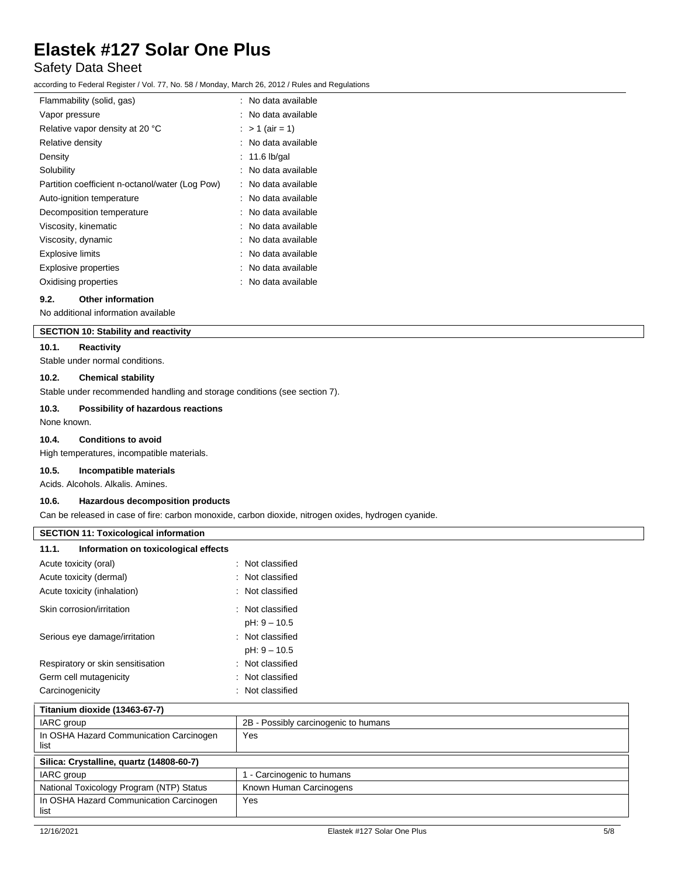| | |
|---|---|
| Flammability (solid, gas) | : No data available |
| Vapor pressure | : No data available |
| Relative vapor density at 20 °C | : > 1 (air = 1) |
| Relative density | : No data available |
| Density | : 11.6 lb/gal |
| Solubility | : No data available |
| Partition coefficient n-octanol/water (Log Pow) | : No data available |
| Auto-ignition temperature | : No data available |
| Decomposition temperature | : No data available |
| Viscosity, kinematic | : No data available |
| Viscosity, dynamic | : No data available |
| Explosive limits | : No data available |
| Explosive properties | : No data available |
| Oxidising properties | : No data available |

### 9.2. Other information

No additional information available

## SECTION 10: Stability and reactivity

### 10.1. Reactivity

Stable under normal conditions.

### 10.2. Chemical stability

Stable under recommended handling and storage conditions (see section 7).

### 10.3. Possibility of hazardous reactions

None known.

### 10.4. Conditions to avoid

High temperatures, incompatible materials.

### 10.5. Incompatible materials

Acids. Alcohols. Alkalis. Amines.

### 10.6. Hazardous decomposition products

Can be released in case of fire: carbon monoxide, carbon dioxide, nitrogen oxides, hydrogen cyanide.

## SECTION 11: Toxicological information

### 11.1. Information on toxicological effects

| | |
|---|---|
| Acute toxicity (oral) | : Not classified |
| Acute toxicity (dermal) | : Not classified |
| Acute toxicity (inhalation) | : Not classified |
| Skin corrosion/irritation | : Not classified<br>pH: 9 – 10.5 |
| Serious eye damage/irritation | : Not classified<br>pH: 9 – 10.5 |
| Respiratory or skin sensitisation | : Not classified |
| Germ cell mutagenicity | : Not classified |
| Carcinogenicity | : Not classified |

| Titanium dioxide (13463-67-7) | |
|---|---|
| IARC group | 2B - Possibly carcinogenic to humans |
| In OSHA Hazard Communication Carcinogen list | Yes |

| Silica: Crystalline, quartz (14808-60-7) | |
|---|---|
| IARC group | 1 - Carcinogenic to humans |
| National Toxicology Program (NTP) Status | Known Human Carcinogens |
| In OSHA Hazard Communication Carcinogen list | Yes |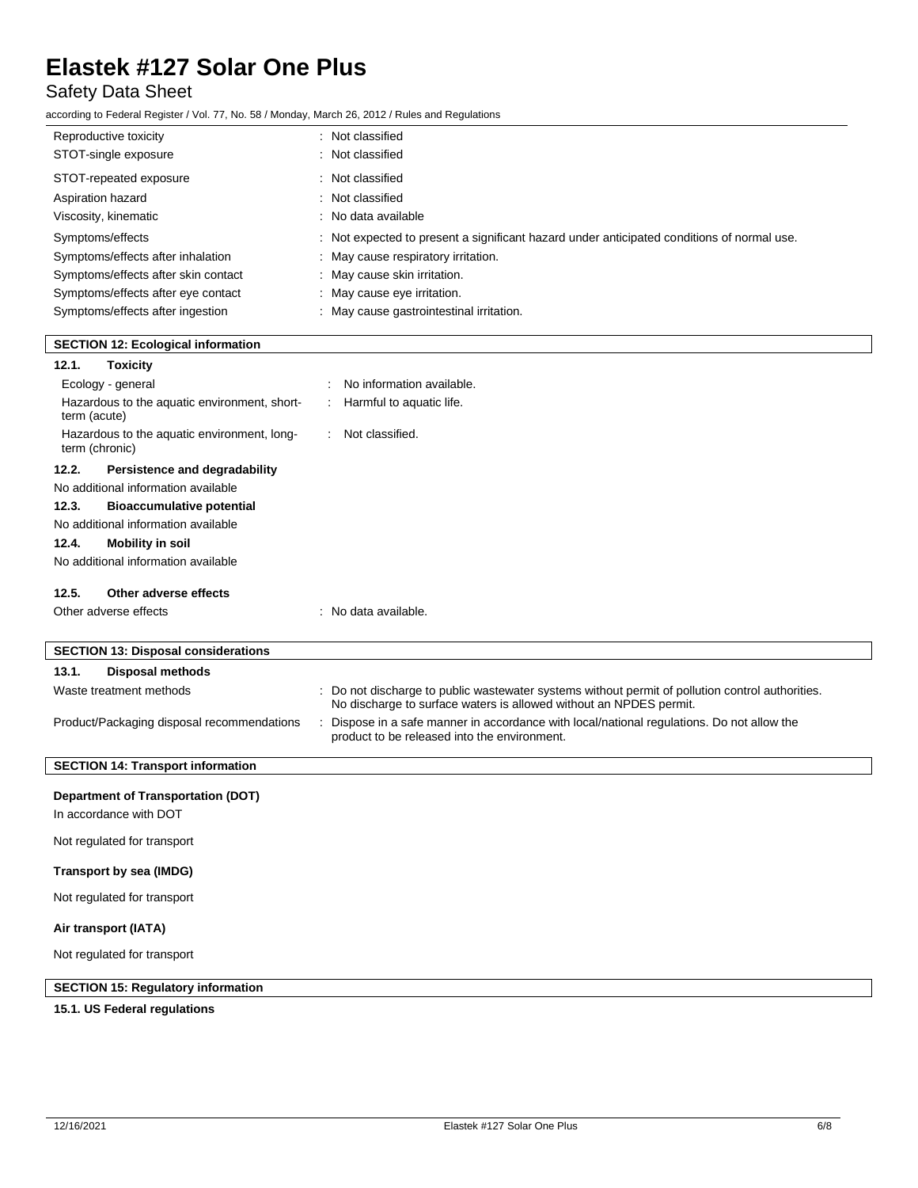| | |
|---|---|
| Reproductive toxicity | : Not classified |
| STOT-single exposure | : Not classified |
| STOT-repeated exposure | : Not classified |
| Aspiration hazard | : Not classified |
| Viscosity, kinematic | : No data available |
| Symptoms/effects | : Not expected to present a significant hazard under anticipated conditions of normal use. |
| Symptoms/effects after inhalation | : May cause respiratory irritation. |
| Symptoms/effects after skin contact | : May cause skin irritation. |
| Symptoms/effects after eye contact | : May cause eye irritation. |
| Symptoms/effects after ingestion | : May cause gastrointestinal irritation. |

## SECTION 12: Ecological information

### 12.1. Toxicity

| | |
|---|---|
| Ecology - general | : No information available. |
| Hazardous to the aquatic environment, short-term (acute) | : Harmful to aquatic life. |
| Hazardous to the aquatic environment, long-term (chronic) | : Not classified. |

### 12.2. Persistence and degradability

No additional information available

### 12.3. Bioaccumulative potential

No additional information available

### 12.4. Mobility in soil

No additional information available

### 12.5. Other adverse effects

| | |
|---|---|
| Other adverse effects | : No data available. |

## SECTION 13: Disposal considerations

### 13.1. Disposal methods

| | |
|---|---|
| Waste treatment methods | : Do not discharge to public wastewater systems without permit of pollution control authorities. No discharge to surface waters is allowed without an NPDES permit. |
| Product/Packaging disposal recommendations | : Dispose in a safe manner in accordance with local/national regulations. Do not allow the product to be released into the environment. |

## SECTION 14: Transport information

**Department of Transportation (DOT)**

In accordance with DOT

Not regulated for transport

**Transport by sea (IMDG)**

Not regulated for transport

**Air transport (IATA)**

Not regulated for transport

## SECTION 15: Regulatory information

**15.1. US Federal regulations**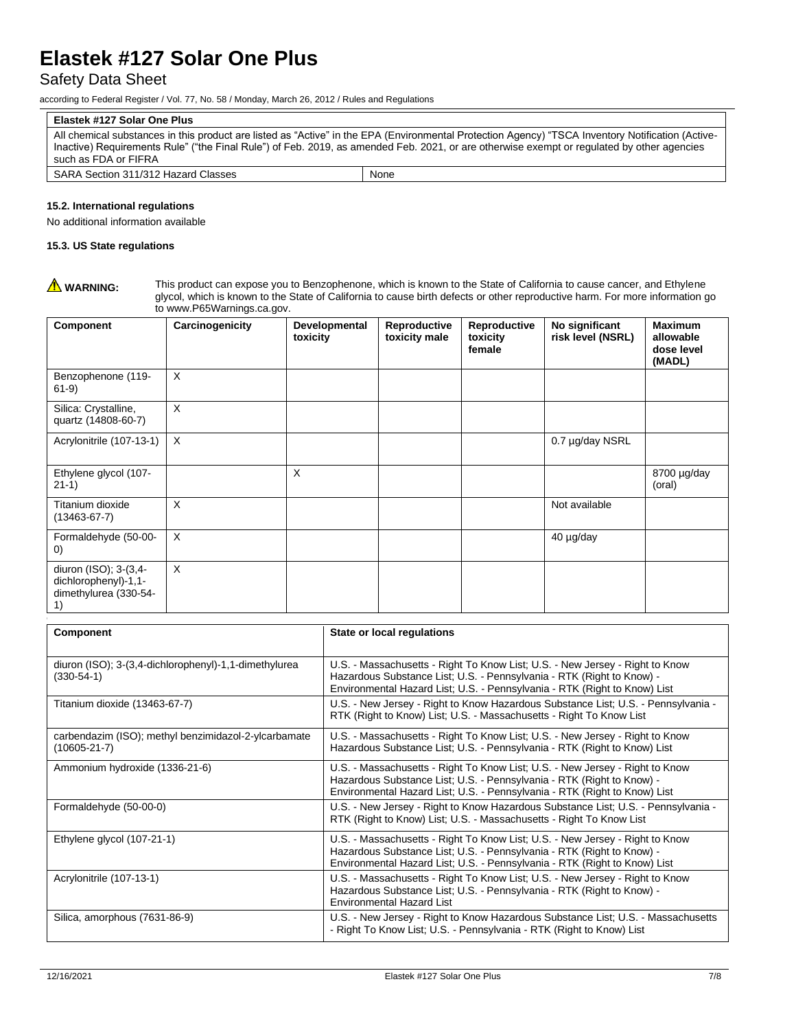| Elastek #127 Solar One Plus | |
|---|---|
| All chemical substances in this product are listed as "Active" in the EPA (Environmental Protection Agency) "TSCA Inventory Notification (Active-Inactive) Requirements Rule" ("the Final Rule") of Feb. 2019, as amended Feb. 2021, or are otherwise exempt or regulated by other agencies such as FDA or FIFRA | |
| SARA Section 311/312 Hazard Classes | None |

### 15.2. International regulations

No additional information available

### 15.3. US State regulations

⚠ **WARNING:** This product can expose you to Benzophenone, which is known to the State of California to cause cancer, and Ethylene glycol, which is known to the State of California to cause birth defects or other reproductive harm. For more information go to www.P65Warnings.ca.gov.

| Component | Carcinogenicity | Developmental toxicity | Reproductive toxicity male | Reproductive toxicity female | No significant risk level (NSRL) | Maximum allowable dose level (MADL) |
|---|---|---|---|---|---|---|
| Benzophenone (119-61-9) | X | | | | | |
| Silica: Crystalline, quartz (14808-60-7) | X | | | | | |
| Acrylonitrile (107-13-1) | X | | | | 0.7 µg/day NSRL | |
| Ethylene glycol (107-21-1) | | X | | | | 8700 µg/day (oral) |
| Titanium dioxide (13463-67-7) | X | | | | Not available | |
| Formaldehyde (50-00-0) | X | | | | 40 µg/day | |
| diuron (ISO); 3-(3,4-dichlorophenyl)-1,1-dimethylurea (330-54-1) | X | | | | | |

| Component | State or local regulations |
|---|---|
| diuron (ISO); 3-(3,4-dichlorophenyl)-1,1-dimethylurea (330-54-1) | U.S. - Massachusetts - Right To Know List; U.S. - New Jersey - Right to Know Hazardous Substance List; U.S. - Pennsylvania - RTK (Right to Know) - Environmental Hazard List; U.S. - Pennsylvania - RTK (Right to Know) List |
| Titanium dioxide (13463-67-7) | U.S. - New Jersey - Right to Know Hazardous Substance List; U.S. - Pennsylvania - RTK (Right to Know) List; U.S. - Massachusetts - Right To Know List |
| carbendazim (ISO); methyl benzimidazol-2-ylcarbamate (10605-21-7) | U.S. - Massachusetts - Right To Know List; U.S. - New Jersey - Right to Know Hazardous Substance List; U.S. - Pennsylvania - RTK (Right to Know) List |
| Ammonium hydroxide (1336-21-6) | U.S. - Massachusetts - Right To Know List; U.S. - New Jersey - Right to Know Hazardous Substance List; U.S. - Pennsylvania - RTK (Right to Know) - Environmental Hazard List; U.S. - Pennsylvania - RTK (Right to Know) List |
| Formaldehyde (50-00-0) | U.S. - New Jersey - Right to Know Hazardous Substance List; U.S. - Pennsylvania - RTK (Right to Know) List; U.S. - Massachusetts - Right To Know List |
| Ethylene glycol (107-21-1) | U.S. - Massachusetts - Right To Know List; U.S. - New Jersey - Right to Know Hazardous Substance List; U.S. - Pennsylvania - RTK (Right to Know) - Environmental Hazard List; U.S. - Pennsylvania - RTK (Right to Know) List |
| Acrylonitrile (107-13-1) | U.S. - Massachusetts - Right To Know List; U.S. - New Jersey - Right to Know Hazardous Substance List; U.S. - Pennsylvania - RTK (Right to Know) - Environmental Hazard List |
| Silica, amorphous (7631-86-9) | U.S. - New Jersey - Right to Know Hazardous Substance List; U.S. - Massachusetts - Right To Know List; U.S. - Pennsylvania - RTK (Right to Know) List |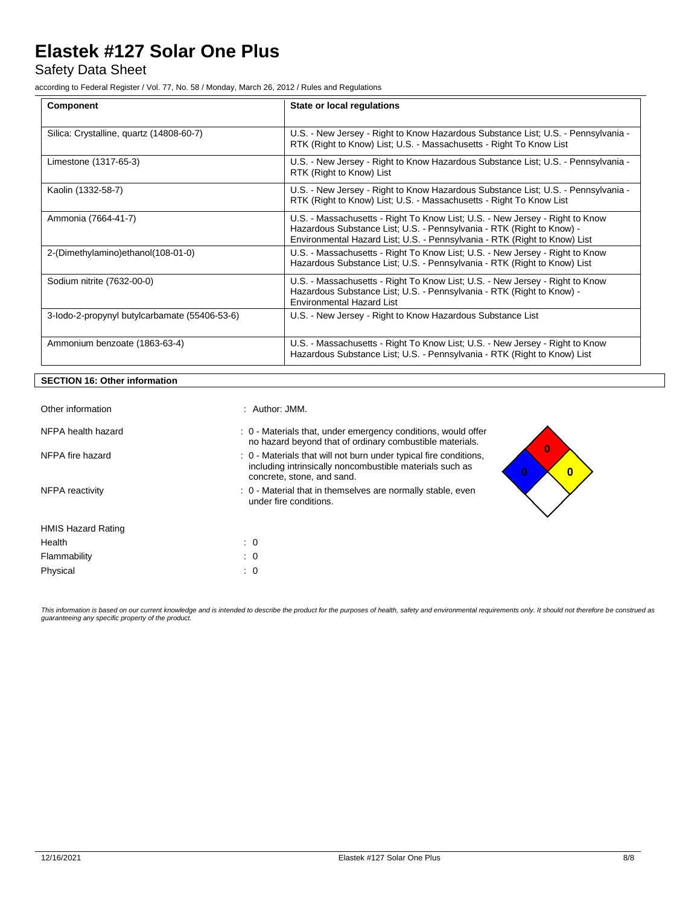| Component | State or local regulations |
| --- | --- |
| Silica: Crystalline, quartz (14808-60-7) | U.S. - New Jersey - Right to Know Hazardous Substance List; U.S. - Pennsylvania - RTK (Right to Know) List; U.S. - Massachusetts - Right To Know List |
| Limestone (1317-65-3) | U.S. - New Jersey - Right to Know Hazardous Substance List; U.S. - Pennsylvania - RTK (Right to Know) List |
| Kaolin (1332-58-7) | U.S. - New Jersey - Right to Know Hazardous Substance List; U.S. - Pennsylvania - RTK (Right to Know) List; U.S. - Massachusetts - Right To Know List |
| Ammonia (7664-41-7) | U.S. - Massachusetts - Right To Know List; U.S. - New Jersey - Right to Know Hazardous Substance List; U.S. - Pennsylvania - RTK (Right to Know) - Environmental Hazard List; U.S. - Pennsylvania - RTK (Right to Know) List |
| 2-(Dimethylamino)ethanol(108-01-0) | U.S. - Massachusetts - Right To Know List; U.S. - New Jersey - Right to Know Hazardous Substance List; U.S. - Pennsylvania - RTK (Right to Know) List |
| Sodium nitrite (7632-00-0) | U.S. - Massachusetts - Right To Know List; U.S. - New Jersey - Right to Know Hazardous Substance List; U.S. - Pennsylvania - RTK (Right to Know) - Environmental Hazard List |
| 3-Iodo-2-propynyl butylcarbamate (55406-53-6) | U.S. - New Jersey - Right to Know Hazardous Substance List |
| Ammonium benzoate (1863-63-4) | U.S. - Massachusetts - Right To Know List; U.S. - New Jersey - Right to Know Hazardous Substance List; U.S. - Pennsylvania - RTK (Right to Know) List |

## SECTION 16: Other information

Other information : Author: JMM.

NFPA health hazard : 0 - Materials that, under emergency conditions, would offer no hazard beyond that of ordinary combustible materials.

NFPA fire hazard : 0 - Materials that will not burn under typical fire conditions, including intrinsically noncombustible materials such as concrete, stone, and sand.

NFPA reactivity : 0 - Material that in themselves are normally stable, even under fire conditions.

0
0 0

HMIS Hazard Rating

Health : 0

Flammability : 0

Physical : 0

*This information is based on our current knowledge and is intended to describe the product for the purposes of health, safety and environmental requirements only. It should not therefore be construed as guaranteeing any specific property of the product.*